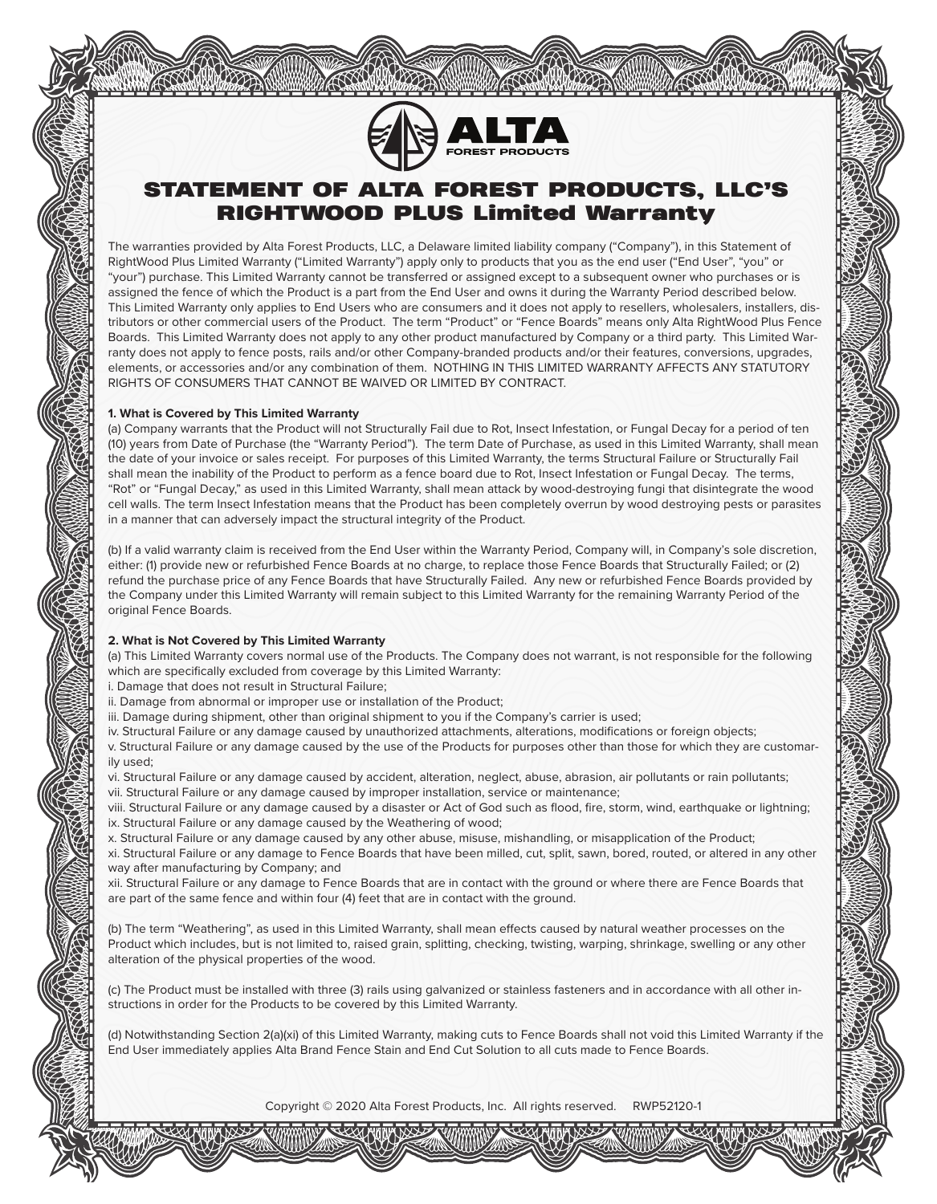ALTA FOREST PRODUCTS

# STATEMENT OF ALTA FOREST PRODUCTS, LLC'S RIGHTWOOD PLUS Limited Warranty

The warranties provided by Alta Forest Products, LLC, a Delaware limited liability company ("Company"), in this Statement of RightWood Plus Limited Warranty ("Limited Warranty") apply only to products that you as the end user ("End User", "you" or "your") purchase. This Limited Warranty cannot be transferred or assigned except to a subsequent owner who purchases or is assigned the fence of which the Product is a part from the End User and owns it during the Warranty Period described below. This Limited Warranty only applies to End Users who are consumers and it does not apply to resellers, wholesalers, installers, distributors or other commercial users of the Product. The term "Product" or "Fence Boards" means only Alta RightWood Plus Fence Boards. This Limited Warranty does not apply to any other product manufactured by Company or a third party. This Limited Warranty does not apply to fence posts, rails and/or other Company-branded products and/or their features, conversions, upgrades, elements, or accessories and/or any combination of them. NOTHING IN THIS LIMITED WARRANTY AFFECTS ANY STATUTORY RIGHTS OF CONSUMERS THAT CANNOT BE WAIVED OR LIMITED BY CONTRACT.

**1. What is Covered by This Limited Warranty**

(a) Company warrants that the Product will not Structurally Fail due to Rot, Insect Infestation, or Fungal Decay for a period of ten (10) years from Date of Purchase (the "Warranty Period"). The term Date of Purchase, as used in this Limited Warranty, shall mean the date of your invoice or sales receipt. For purposes of this Limited Warranty, the terms Structural Failure or Structurally Fail shall mean the inability of the Product to perform as a fence board due to Rot, Insect Infestation or Fungal Decay. The terms, "Rot" or "Fungal Decay," as used in this Limited Warranty, shall mean attack by wood-destroying fungi that disintegrate the wood cell walls. The term Insect Infestation means that the Product has been completely overrun by wood destroying pests or parasites in a manner that can adversely impact the structural integrity of the Product.

(b) If a valid warranty claim is received from the End User within the Warranty Period, Company will, in Company's sole discretion, either: (1) provide new or refurbished Fence Boards at no charge, to replace those Fence Boards that Structurally Failed; or (2) refund the purchase price of any Fence Boards that have Structurally Failed. Any new or refurbished Fence Boards provided by the Company under this Limited Warranty will remain subject to this Limited Warranty for the remaining Warranty Period of the original Fence Boards.

**2. What is Not Covered by This Limited Warranty**

(a) This Limited Warranty covers normal use of the Products. The Company does not warrant, is not responsible for the following which are specifically excluded from coverage by this Limited Warranty:

i. Damage that does not result in Structural Failure;
ii. Damage from abnormal or improper use or installation of the Product;
iii. Damage during shipment, other than original shipment to you if the Company's carrier is used;
iv. Structural Failure or any damage caused by unauthorized attachments, alterations, modifications or foreign objects;
v. Structural Failure or any damage caused by the use of the Products for purposes other than those for which they are customarily used;
vi. Structural Failure or any damage caused by accident, alteration, neglect, abuse, abrasion, air pollutants or rain pollutants;
vii. Structural Failure or any damage caused by improper installation, service or maintenance;
viii. Structural Failure or any damage caused by a disaster or Act of God such as flood, fire, storm, wind, earthquake or lightning;
ix. Structural Failure or any damage caused by the Weathering of wood;
x. Structural Failure or any damage caused by any other abuse, misuse, mishandling, or misapplication of the Product;
xi. Structural Failure or any damage to Fence Boards that have been milled, cut, split, sawn, bored, routed, or altered in any other way after manufacturing by Company; and
xii. Structural Failure or any damage to Fence Boards that are in contact with the ground or where there are Fence Boards that are part of the same fence and within four (4) feet that are in contact with the ground.

(b) The term "Weathering", as used in this Limited Warranty, shall mean effects caused by natural weather processes on the Product which includes, but is not limited to, raised grain, splitting, checking, twisting, warping, shrinkage, swelling or any other alteration of the physical properties of the wood.

(c) The Product must be installed with three (3) rails using galvanized or stainless fasteners and in accordance with all other instructions in order for the Products to be covered by this Limited Warranty.

(d) Notwithstanding Section 2(a)(xi) of this Limited Warranty, making cuts to Fence Boards shall not void this Limited Warranty if the End User immediately applies Alta Brand Fence Stain and End Cut Solution to all cuts made to Fence Boards.

Copyright © 2020 Alta Forest Products, Inc. All rights reserved. RWP52120-1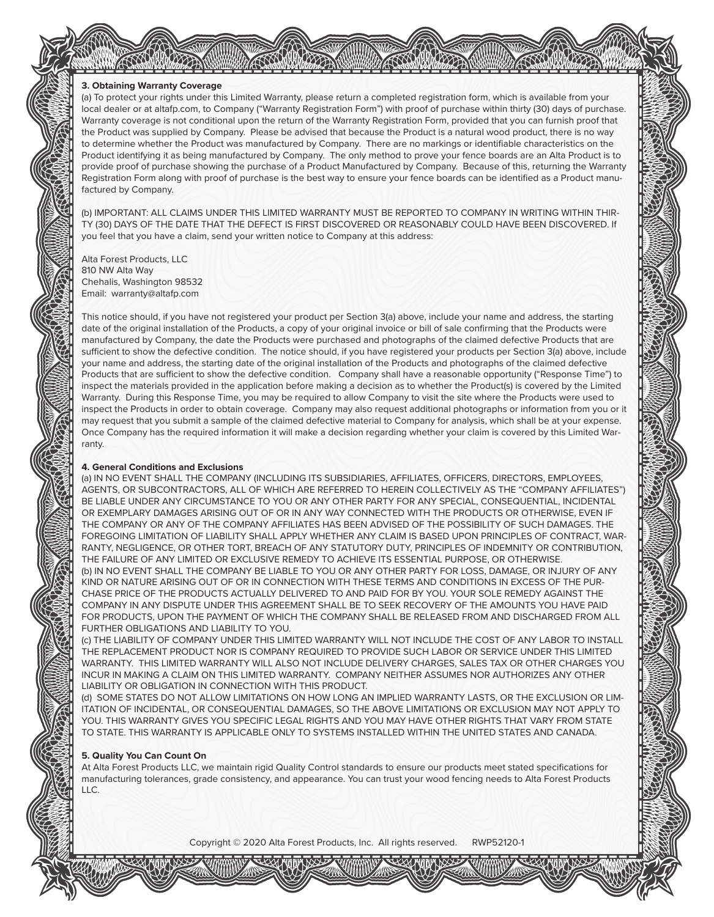### 3. Obtaining Warranty Coverage

(a) To protect your rights under this Limited Warranty, please return a completed registration form, which is available from your local dealer or at altafp.com, to Company ("Warranty Registration Form") with proof of purchase within thirty (30) days of purchase. Warranty coverage is not conditional upon the return of the Warranty Registration Form, provided that you can furnish proof that the Product was supplied by Company. Please be advised that because the Product is a natural wood product, there is no way to determine whether the Product was manufactured by Company. There are no markings or identifiable characteristics on the Product identifying it as being manufactured by Company. The only method to prove your fence boards are an Alta Product is to provide proof of purchase showing the purchase of a Product Manufactured by Company. Because of this, returning the Warranty Registration Form along with proof of purchase is the best way to ensure your fence boards can be identified as a Product manufactured by Company.

(b) IMPORTANT: ALL CLAIMS UNDER THIS LIMITED WARRANTY MUST BE REPORTED TO COMPANY IN WRITING WITHIN THIRTY (30) DAYS OF THE DATE THAT THE DEFECT IS FIRST DISCOVERED OR REASONABLY COULD HAVE BEEN DISCOVERED. If you feel that you have a claim, send your written notice to Company at this address:

Alta Forest Products, LLC
810 NW Alta Way
Chehalis, Washington 98532
Email: warranty@altafp.com

This notice should, if you have not registered your product per Section 3(a) above, include your name and address, the starting date of the original installation of the Products, a copy of your original invoice or bill of sale confirming that the Products were manufactured by Company, the date the Products were purchased and photographs of the claimed defective Products that are sufficient to show the defective condition. The notice should, if you have registered your products per Section 3(a) above, include your name and address, the starting date of the original installation of the Products and photographs of the claimed defective Products that are sufficient to show the defective condition. Company shall have a reasonable opportunity ("Response Time") to inspect the materials provided in the application before making a decision as to whether the Product(s) is covered by the Limited Warranty. During this Response Time, you may be required to allow Company to visit the site where the Products were used to inspect the Products in order to obtain coverage. Company may also request additional photographs or information from you or it may request that you submit a sample of the claimed defective material to Company for analysis, which shall be at your expense. Once Company has the required information it will make a decision regarding whether your claim is covered by this Limited Warranty.

### 4. General Conditions and Exclusions

(a) IN NO EVENT SHALL THE COMPANY (INCLUDING ITS SUBSIDIARIES, AFFILIATES, OFFICERS, DIRECTORS, EMPLOYEES, AGENTS, OR SUBCONTRACTORS, ALL OF WHICH ARE REFERRED TO HEREIN COLLECTIVELY AS THE "COMPANY AFFILIATES") BE LIABLE UNDER ANY CIRCUMSTANCE TO YOU OR ANY OTHER PARTY FOR ANY SPECIAL, CONSEQUENTIAL, INCIDENTAL OR EXEMPLARY DAMAGES ARISING OUT OF OR IN ANY WAY CONNECTED WITH THE PRODUCTS OR OTHERWISE, EVEN IF THE COMPANY OR ANY OF THE COMPANY AFFILIATES HAS BEEN ADVISED OF THE POSSIBILITY OF SUCH DAMAGES. THE FOREGOING LIMITATION OF LIABILITY SHALL APPLY WHETHER ANY CLAIM IS BASED UPON PRINCIPLES OF CONTRACT, WARRANTY, NEGLIGENCE, OR OTHER TORT, BREACH OF ANY STATUTORY DUTY, PRINCIPLES OF INDEMNITY OR CONTRIBUTION, THE FAILURE OF ANY LIMITED OR EXCLUSIVE REMEDY TO ACHIEVE ITS ESSENTIAL PURPOSE, OR OTHERWISE.

(b) IN NO EVENT SHALL THE COMPANY BE LIABLE TO YOU OR ANY OTHER PARTY FOR LOSS, DAMAGE, OR INJURY OF ANY KIND OR NATURE ARISING OUT OF OR IN CONNECTION WITH THESE TERMS AND CONDITIONS IN EXCESS OF THE PURCHASE PRICE OF THE PRODUCTS ACTUALLY DELIVERED TO AND PAID FOR BY YOU. YOUR SOLE REMEDY AGAINST THE COMPANY IN ANY DISPUTE UNDER THIS AGREEMENT SHALL BE TO SEEK RECOVERY OF THE AMOUNTS YOU HAVE PAID FOR PRODUCTS, UPON THE PAYMENT OF WHICH THE COMPANY SHALL BE RELEASED FROM AND DISCHARGED FROM ALL FURTHER OBLIGATIONS AND LIABILITY TO YOU.

(c) THE LIABILITY OF COMPANY UNDER THIS LIMITED WARRANTY WILL NOT INCLUDE THE COST OF ANY LABOR TO INSTALL THE REPLACEMENT PRODUCT NOR IS COMPANY REQUIRED TO PROVIDE SUCH LABOR OR SERVICE UNDER THIS LIMITED WARRANTY. THIS LIMITED WARRANTY WILL ALSO NOT INCLUDE DELIVERY CHARGES, SALES TAX OR OTHER CHARGES YOU INCUR IN MAKING A CLAIM ON THIS LIMITED WARRANTY. COMPANY NEITHER ASSUMES NOR AUTHORIZES ANY OTHER LIABILITY OR OBLIGATION IN CONNECTION WITH THIS PRODUCT.

(d) SOME STATES DO NOT ALLOW LIMITATIONS ON HOW LONG AN IMPLIED WARRANTY LASTS, OR THE EXCLUSION OR LIMITATION OF INCIDENTAL, OR CONSEQUENTIAL DAMAGES, SO THE ABOVE LIMITATIONS OR EXCLUSION MAY NOT APPLY TO YOU. THIS WARRANTY GIVES YOU SPECIFIC LEGAL RIGHTS AND YOU MAY HAVE OTHER RIGHTS THAT VARY FROM STATE TO STATE. THIS WARRANTY IS APPLICABLE ONLY TO SYSTEMS INSTALLED WITHIN THE UNITED STATES AND CANADA.

### 5. Quality You Can Count On

At Alta Forest Products LLC, we maintain rigid Quality Control standards to ensure our products meet stated specifications for manufacturing tolerances, grade consistency, and appearance. You can trust your wood fencing needs to Alta Forest Products LLC.

Copyright © 2020 Alta Forest Products, Inc. All rights reserved. RWP52120-1